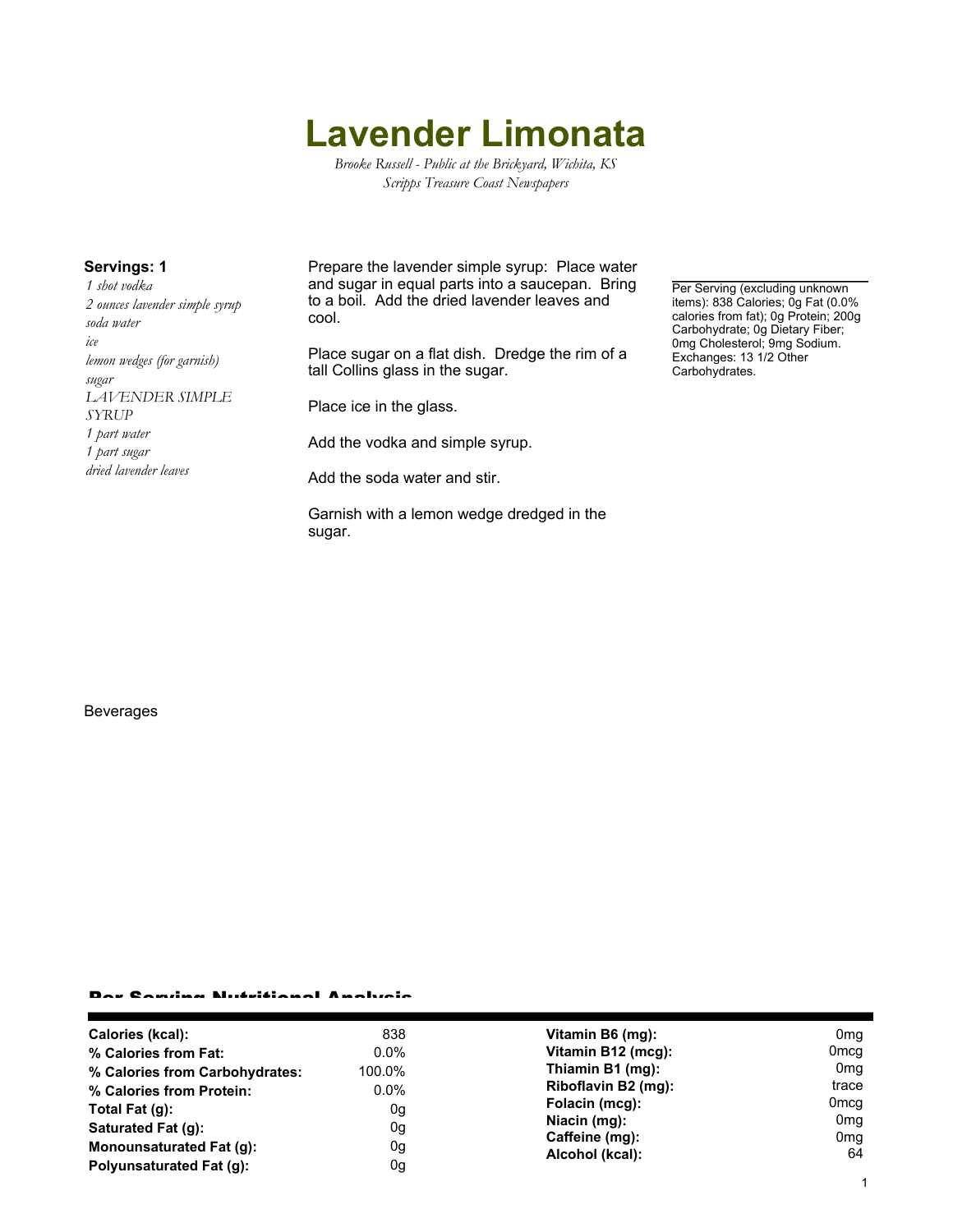# Lavender Limonata

*Brooke Russell - Public at the Brickyard, Wichita, KS*
*Scripps Treasure Coast Newspapers*

**Servings: 1**

*1 shot vodka*
*2 ounces lavender simple syrup*
*soda water*
*ice*
*lemon wedges (for garnish)*
*sugar*
*LAVENDER SIMPLE SYRUP*
*1 part water*
*1 part sugar*
*dried lavender leaves*

Prepare the lavender simple syrup: Place water and sugar in equal parts into a saucepan. Bring to a boil. Add the dried lavender leaves and cool.

Place sugar on a flat dish. Dredge the rim of a tall Collins glass in the sugar.

Place ice in the glass.

Add the vodka and simple syrup.

Add the soda water and stir.

Garnish with a lemon wedge dredged in the sugar.

Per Serving (excluding unknown items): 838 Calories; 0g Fat (0.0% calories from fat); 0g Protein; 200g Carbohydrate; 0g Dietary Fiber; 0mg Cholesterol; 9mg Sodium. Exchanges: 13 1/2 Other Carbohydrates.

Beverages

## Per Serving Nutritional Analysis

| | | | |
|---|---|---|---|
| **Calories (kcal):** | 838 | **Vitamin B6 (mg):** | 0mg |
| **% Calories from Fat:** | 0.0% | **Vitamin B12 (mcg):** | 0mcg |
| **% Calories from Carbohydrates:** | 100.0% | **Thiamin B1 (mg):** | 0mg |
| **% Calories from Protein:** | 0.0% | **Riboflavin B2 (mg):** | trace |
| **Total Fat (g):** | 0g | **Folacin (mcg):** | 0mcg |
| **Saturated Fat (g):** | 0g | **Niacin (mg):** | 0mg |
| **Monounsaturated Fat (g):** | 0g | **Caffeine (mg):** | 0mg |
| **Polyunsaturated Fat (g):** | 0g | **Alcohol (kcal):** | 64 |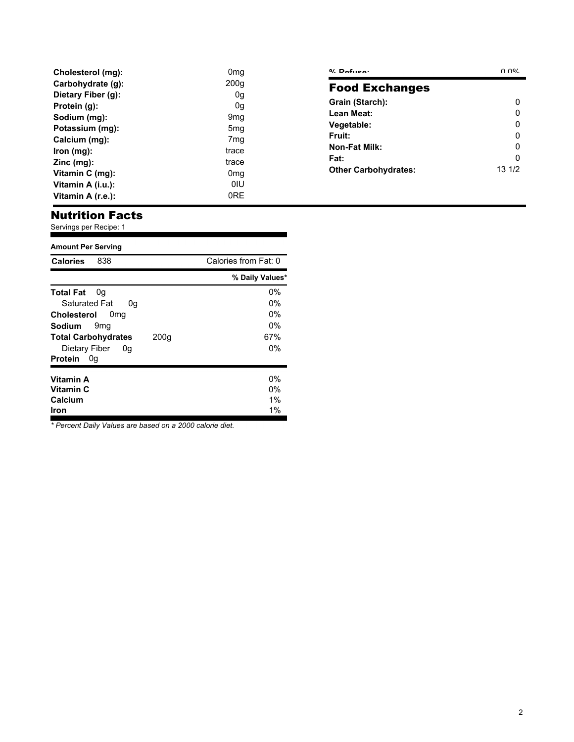| | |
|---|---|
| **Cholesterol (mg):** | 0mg |
| **Carbohydrate (g):** | 200g |
| **Dietary Fiber (g):** | 0g |
| **Protein (g):** | 0g |
| **Sodium (mg):** | 9mg |
| **Potassium (mg):** | 5mg |
| **Calcium (mg):** | 7mg |
| **Iron (mg):** | trace |
| **Zinc (mg):** | trace |
| **Vitamin C (mg):** | 0mg |
| **Vitamin A (i.u.):** | 0IU |
| **Vitamin A (r.e.):** | 0RE |

| | |
|---|---|
| **% Refuse:** | 0.0% |

## Food Exchanges

| | |
|---|---|
| **Grain (Starch):** | 0 |
| **Lean Meat:** | 0 |
| **Vegetable:** | 0 |
| **Fruit:** | 0 |
| **Non-Fat Milk:** | 0 |
| **Fat:** | 0 |
| **Other Carbohydrates:** | 13 1/2 |

## Nutrition Facts

Servings per Recipe: 1

**Amount Per Serving**

| | |
|---|---|
| **Calories** 838 | Calories from Fat: 0 |
| | **% Daily Values*** |
| **Total Fat** 0g | 0% |
| Saturated Fat 0g | 0% |
| **Cholesterol** 0mg | 0% |
| **Sodium** 9mg | 0% |
| **Total Carbohydrates** 200g | 67% |
| Dietary Fiber 0g | 0% |
| **Protein** 0g | |
| **Vitamin A** | 0% |
| **Vitamin C** | 0% |
| **Calcium** | 1% |
| **Iron** | 1% |

*\* Percent Daily Values are based on a 2000 calorie diet.*